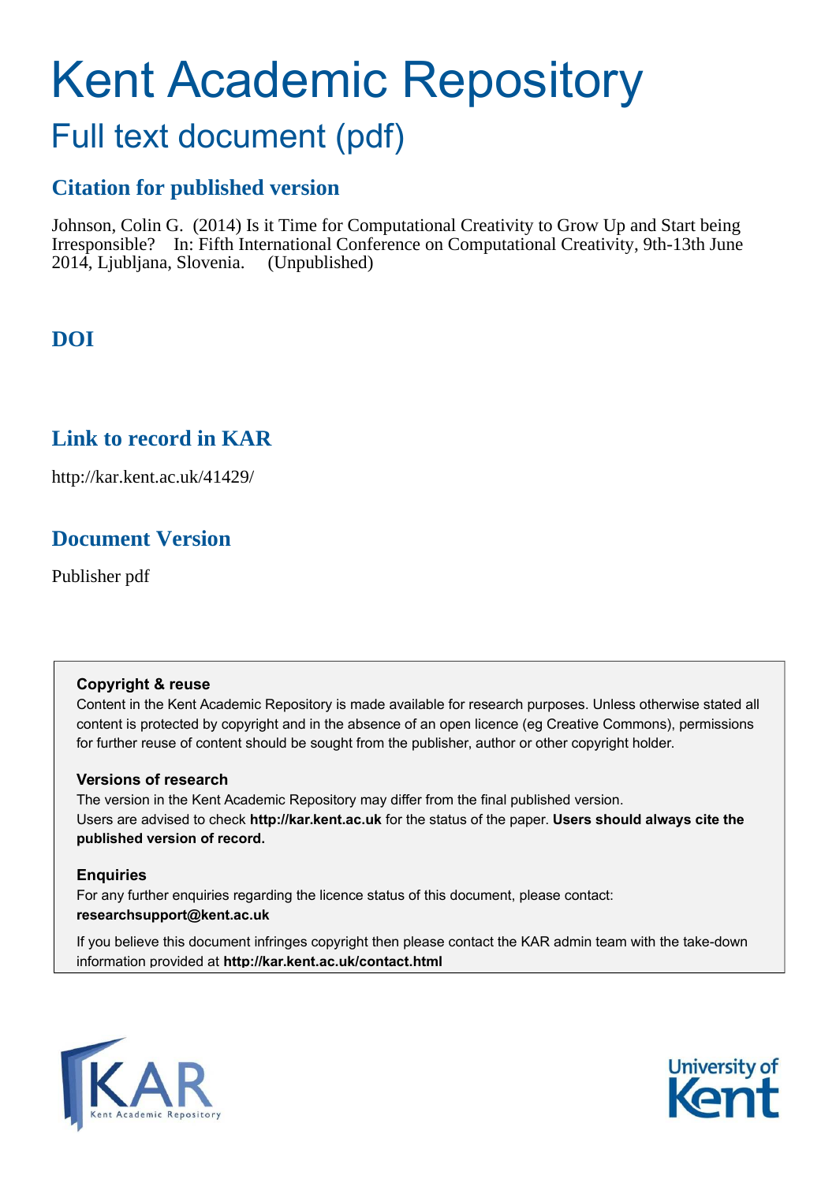# Kent Academic Repository

## Full text document (pdf)

### Citation for published version

Johnson, Colin G. (2014) Is it Time for Computational Creativity to Grow Up and Start being Irresponsible? In: Fifth International Conference on Computational Creativity, 9th-13th June 2014, Ljubljana, Slovenia. (Unpublished)

### DOI

### Link to record in KAR

http://kar.kent.ac.uk/41429/

### Document Version

Publisher pdf

**Copyright & reuse**

Content in the Kent Academic Repository is made available for research purposes. Unless otherwise stated all content is protected by copyright and in the absence of an open licence (eg Creative Commons), permissions for further reuse of content should be sought from the publisher, author or other copyright holder.

**Versions of research**

The version in the Kent Academic Repository may differ from the final published version. Users are advised to check **http://kar.kent.ac.uk** for the status of the paper. **Users should always cite the published version of record.**

**Enquiries**

For any further enquiries regarding the licence status of this document, please contact: **researchsupport@kent.ac.uk**

If you believe this document infringes copyright then please contact the KAR admin team with the take-down information provided at **http://kar.kent.ac.uk/contact.html**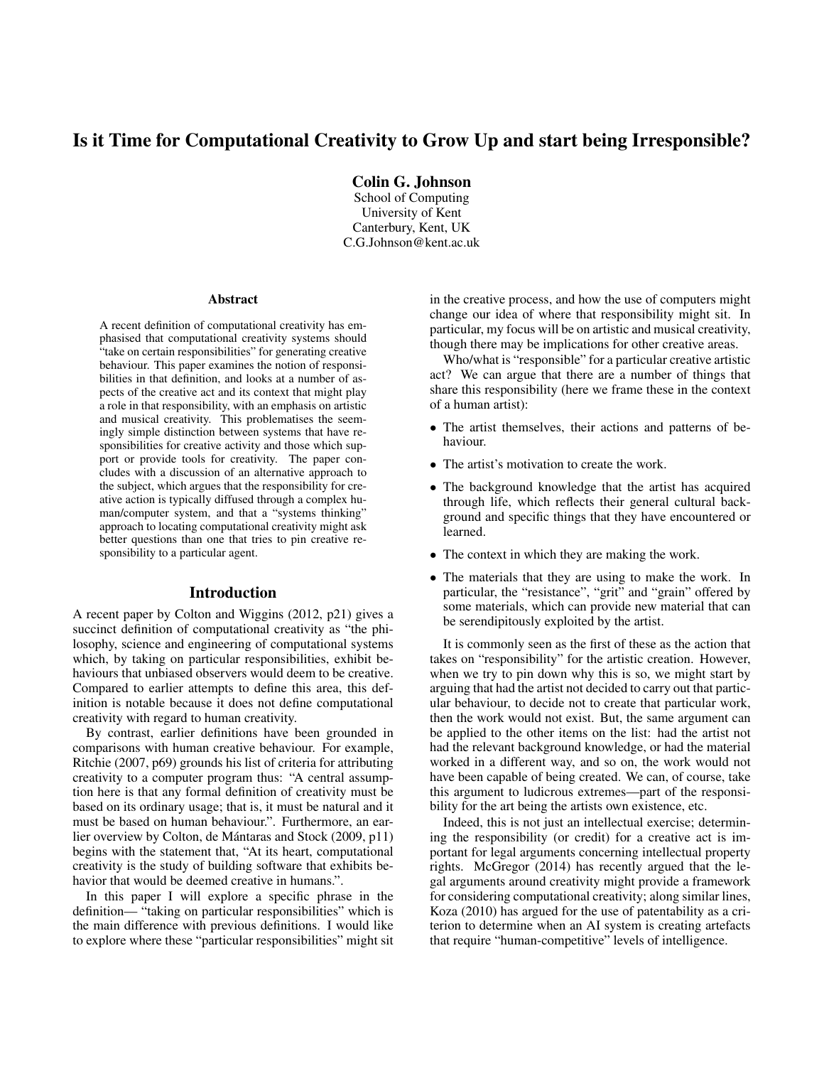# Is it Time for Computational Creativity to Grow Up and start being Irresponsible?

**Colin G. Johnson**
School of Computing
University of Kent
Canterbury, Kent, UK
C.G.Johnson@kent.ac.uk

### Abstract

A recent definition of computational creativity has emphasised that computational creativity systems should "take on certain responsibilities" for generating creative behaviour. This paper examines the notion of responsibilities in that definition, and looks at a number of aspects of the creative act and its context that might play a role in that responsibility, with an emphasis on artistic and musical creativity. This problematises the seemingly simple distinction between systems that have responsibilities for creative activity and those which support or provide tools for creativity. The paper concludes with a discussion of an alternative approach to the subject, which argues that the responsibility for creative action is typically diffused through a complex human/computer system, and that a "systems thinking" approach to locating computational creativity might ask better questions than one that tries to pin creative responsibility to a particular agent.

## Introduction

A recent paper by Colton and Wiggins (2012, p21) gives a succinct definition of computational creativity as "the philosophy, science and engineering of computational systems which, by taking on particular responsibilities, exhibit behaviours that unbiased observers would deem to be creative. Compared to earlier attempts to define this area, this definition is notable because it does not define computational creativity with regard to human creativity.

By contrast, earlier definitions have been grounded in comparisons with human creative behaviour. For example, Ritchie (2007, p69) grounds his list of criteria for attributing creativity to a computer program thus: "A central assumption here is that any formal definition of creativity must be based on its ordinary usage; that is, it must be natural and it must be based on human behaviour.". Furthermore, an earlier overview by Colton, de Mántaras and Stock (2009, p11) begins with the statement that, "At its heart, computational creativity is the study of building software that exhibits behavior that would be deemed creative in humans.".

In this paper I will explore a specific phrase in the definition— "taking on particular responsibilities" which is the main difference with previous definitions. I would like to explore where these "particular responsibilities" might sit in the creative process, and how the use of computers might change our idea of where that responsibility might sit. In particular, my focus will be on artistic and musical creativity, though there may be implications for other creative areas.

Who/what is "responsible" for a particular creative artistic act? We can argue that there are a number of things that share this responsibility (here we frame these in the context of a human artist):

- The artist themselves, their actions and patterns of behaviour.
- The artist's motivation to create the work.
- The background knowledge that the artist has acquired through life, which reflects their general cultural background and specific things that they have encountered or learned.
- The context in which they are making the work.
- The materials that they are using to make the work. In particular, the "resistance", "grit" and "grain" offered by some materials, which can provide new material that can be serendipitously exploited by the artist.

It is commonly seen as the first of these as the action that takes on "responsibility" for the artistic creation. However, when we try to pin down why this is so, we might start by arguing that had the artist not decided to carry out that particular behaviour, to decide not to create that particular work, then the work would not exist. But, the same argument can be applied to the other items on the list: had the artist not had the relevant background knowledge, or had the material worked in a different way, and so on, the work would not have been capable of being created. We can, of course, take this argument to ludicrous extremes—part of the responsibility for the art being the artists own existence, etc.

Indeed, this is not just an intellectual exercise; determining the responsibility (or credit) for a creative act is important for legal arguments concerning intellectual property rights. McGregor (2014) has recently argued that the legal arguments around creativity might provide a framework for considering computational creativity; along similar lines, Koza (2010) has argued for the use of patentability as a criterion to determine when an AI system is creating artefacts that require "human-competitive" levels of intelligence.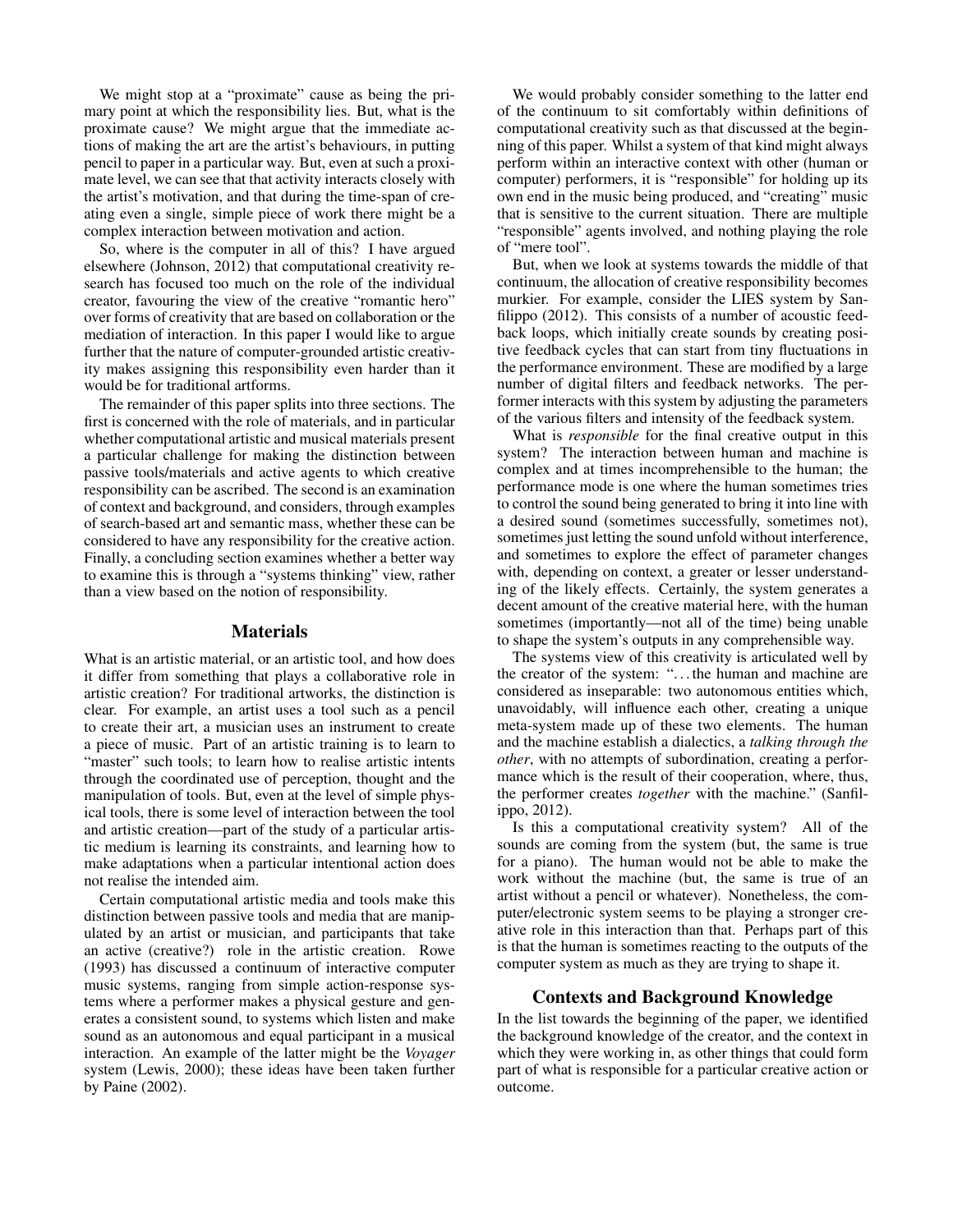We might stop at a "proximate" cause as being the primary point at which the responsibility lies. But, what is the proximate cause? We might argue that the immediate actions of making the art are the artist's behaviours, in putting pencil to paper in a particular way. But, even at such a proximate level, we can see that that activity interacts closely with the artist's motivation, and that during the time-span of creating even a single, simple piece of work there might be a complex interaction between motivation and action.

So, where is the computer in all of this? I have argued elsewhere (Johnson, 2012) that computational creativity research has focused too much on the role of the individual creator, favouring the view of the creative "romantic hero" over forms of creativity that are based on collaboration or the mediation of interaction. In this paper I would like to argue further that the nature of computer-grounded artistic creativity makes assigning this responsibility even harder than it would be for traditional artforms.

The remainder of this paper splits into three sections. The first is concerned with the role of materials, and in particular whether computational artistic and musical materials present a particular challenge for making the distinction between passive tools/materials and active agents to which creative responsibility can be ascribed. The second is an examination of context and background, and considers, through examples of search-based art and semantic mass, whether these can be considered to have any responsibility for the creative action. Finally, a concluding section examines whether a better way to examine this is through a "systems thinking" view, rather than a view based on the notion of responsibility.

## Materials

What is an artistic material, or an artistic tool, and how does it differ from something that plays a collaborative role in artistic creation? For traditional artworks, the distinction is clear. For example, an artist uses a tool such as a pencil to create their art, a musician uses an instrument to create a piece of music. Part of an artistic training is to learn to "master" such tools; to learn how to realise artistic intents through the coordinated use of perception, thought and the manipulation of tools. But, even at the level of simple physical tools, there is some level of interaction between the tool and artistic creation—part of the study of a particular artistic medium is learning its constraints, and learning how to make adaptations when a particular intentional action does not realise the intended aim.

Certain computational artistic media and tools make this distinction between passive tools and media that are manipulated by an artist or musician, and participants that take an active (creative?) role in the artistic creation. Rowe (1993) has discussed a continuum of interactive computer music systems, ranging from simple action-response systems where a performer makes a physical gesture and generates a consistent sound, to systems which listen and make sound as an autonomous and equal participant in a musical interaction. An example of the latter might be the *Voyager* system (Lewis, 2000); these ideas have been taken further by Paine (2002).

We would probably consider something to the latter end of the continuum to sit comfortably within definitions of computational creativity such as that discussed at the beginning of this paper. Whilst a system of that kind might always perform within an interactive context with other (human or computer) performers, it is "responsible" for holding up its own end in the music being produced, and "creating" music that is sensitive to the current situation. There are multiple "responsible" agents involved, and nothing playing the role of "mere tool".

But, when we look at systems towards the middle of that continuum, the allocation of creative responsibility becomes murkier. For example, consider the LIES system by Sanfilippo (2012). This consists of a number of acoustic feedback loops, which initially create sounds by creating positive feedback cycles that can start from tiny fluctuations in the performance environment. These are modified by a large number of digital filters and feedback networks. The performer interacts with this system by adjusting the parameters of the various filters and intensity of the feedback system.

What is *responsible* for the final creative output in this system? The interaction between human and machine is complex and at times incomprehensible to the human; the performance mode is one where the human sometimes tries to control the sound being generated to bring it into line with a desired sound (sometimes successfully, sometimes not), sometimes just letting the sound unfold without interference, and sometimes to explore the effect of parameter changes with, depending on context, a greater or lesser understanding of the likely effects. Certainly, the system generates a decent amount of the creative material here, with the human sometimes (importantly—not all of the time) being unable to shape the system's outputs in any comprehensible way.

The systems view of this creativity is articulated well by the creator of the system: "…the human and machine are considered as inseparable: two autonomous entities which, unavoidably, will influence each other, creating a unique meta-system made up of these two elements. The human and the machine establish a dialectics, a *talking through the other*, with no attempts of subordination, creating a performance which is the result of their cooperation, where, thus, the performer creates *together* with the machine." (Sanfilippo, 2012).

Is this a computational creativity system? All of the sounds are coming from the system (but, the same is true for a piano). The human would not be able to make the work without the machine (but, the same is true of an artist without a pencil or whatever). Nonetheless, the computer/electronic system seems to be playing a stronger creative role in this interaction than that. Perhaps part of this is that the human is sometimes reacting to the outputs of the computer system as much as they are trying to shape it.

## Contexts and Background Knowledge

In the list towards the beginning of the paper, we identified the background knowledge of the creator, and the context in which they were working in, as other things that could form part of what is responsible for a particular creative action or outcome.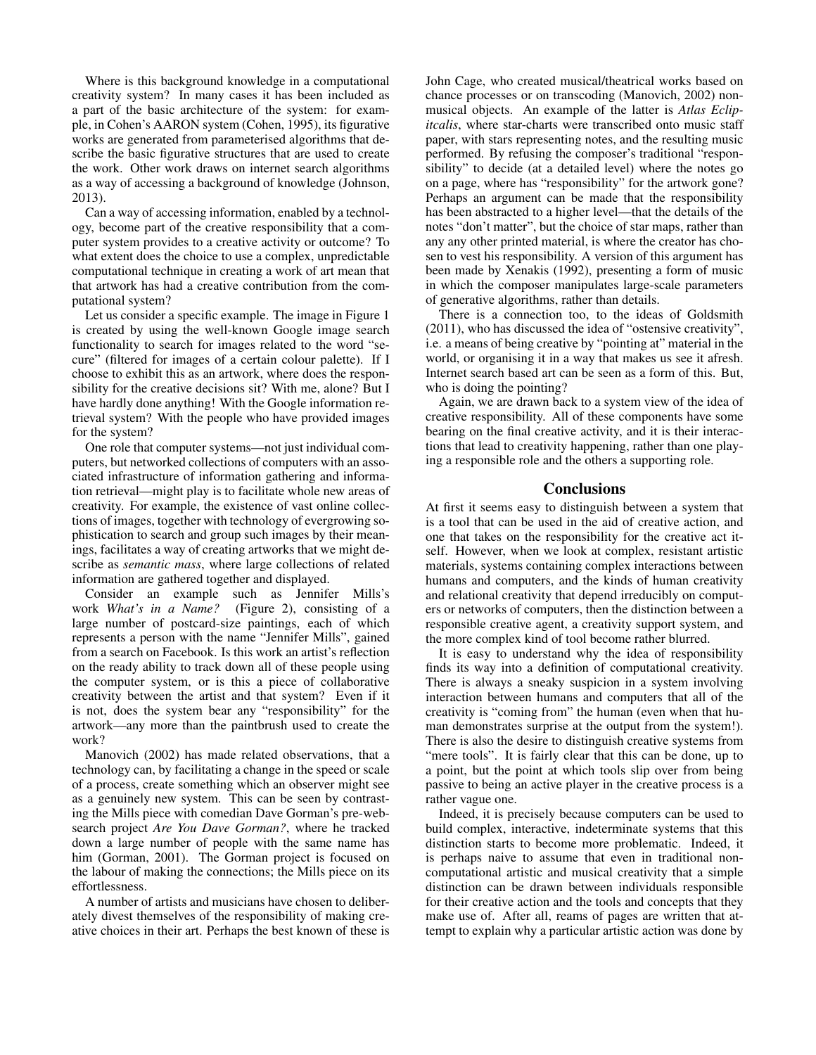Where is this background knowledge in a computational creativity system? In many cases it has been included as a part of the basic architecture of the system: for example, in Cohen's AARON system (Cohen, 1995), its figurative works are generated from parameterised algorithms that describe the basic figurative structures that are used to create the work. Other work draws on internet search algorithms as a way of accessing a background of knowledge (Johnson, 2013).

Can a way of accessing information, enabled by a technology, become part of the creative responsibility that a computer system provides to a creative activity or outcome? To what extent does the choice to use a complex, unpredictable computational technique in creating a work of art mean that that artwork has had a creative contribution from the computational system?

Let us consider a specific example. The image in Figure 1 is created by using the well-known Google image search functionality to search for images related to the word "secure" (filtered for images of a certain colour palette). If I choose to exhibit this as an artwork, where does the responsibility for the creative decisions sit? With me, alone? But I have hardly done anything! With the Google information retrieval system? With the people who have provided images for the system?

One role that computer systems—not just individual computers, but networked collections of computers with an associated infrastructure of information gathering and information retrieval—might play is to facilitate whole new areas of creativity. For example, the existence of vast online collections of images, together with technology of evergrowing sophistication to search and group such images by their meanings, facilitates a way of creating artworks that we might describe as *semantic mass*, where large collections of related information are gathered together and displayed.

Consider an example such as Jennifer Mills's work *What's in a Name?* (Figure 2), consisting of a large number of postcard-size paintings, each of which represents a person with the name "Jennifer Mills", gained from a search on Facebook. Is this work an artist's reflection on the ready ability to track down all of these people using the computer system, or is this a piece of collaborative creativity between the artist and that system? Even if it is not, does the system bear any "responsibility" for the artwork—any more than the paintbrush used to create the work?

Manovich (2002) has made related observations, that a technology can, by facilitating a change in the speed or scale of a process, create something which an observer might see as a genuinely new system. This can be seen by contrasting the Mills piece with comedian Dave Gorman's pre-websearch project *Are You Dave Gorman?*, where he tracked down a large number of people with the same name has him (Gorman, 2001). The Gorman project is focused on the labour of making the connections; the Mills piece on its effortlessness.

A number of artists and musicians have chosen to deliberately divest themselves of the responsibility of making creative choices in their art. Perhaps the best known of these is John Cage, who created musical/theatrical works based on chance processes or on transcoding (Manovich, 2002) non-musical objects. An example of the latter is *Atlas Eclipitcalis*, where star-charts were transcribed onto music staff paper, with stars representing notes, and the resulting music performed. By refusing the composer's traditional "responsibility" to decide (at a detailed level) where the notes go on a page, where has "responsibility" for the artwork gone? Perhaps an argument can be made that the responsibility has been abstracted to a higher level—that the details of the notes "don't matter", but the choice of star maps, rather than any any other printed material, is where the creator has chosen to vest his responsibility. A version of this argument has been made by Xenakis (1992), presenting a form of music in which the composer manipulates large-scale parameters of generative algorithms, rather than details.

There is a connection too, to the ideas of Goldsmith (2011), who has discussed the idea of "ostensive creativity", i.e. a means of being creative by "pointing at" material in the world, or organising it in a way that makes us see it afresh. Internet search based art can be seen as a form of this. But, who is doing the pointing?

Again, we are drawn back to a system view of the idea of creative responsibility. All of these components have some bearing on the final creative activity, and it is their interactions that lead to creativity happening, rather than one playing a responsible role and the others a supporting role.

## Conclusions

At first it seems easy to distinguish between a system that is a tool that can be used in the aid of creative action, and one that takes on the responsibility for the creative act itself. However, when we look at complex, resistant artistic materials, systems containing complex interactions between humans and computers, and the kinds of human creativity and relational creativity that depend irreducibly on computers or networks of computers, then the distinction between a responsible creative agent, a creativity support system, and the more complex kind of tool become rather blurred.

It is easy to understand why the idea of responsibility finds its way into a definition of computational creativity. There is always a sneaky suspicion in a system involving interaction between humans and computers that all of the creativity is "coming from" the human (even when that human demonstrates surprise at the output from the system!). There is also the desire to distinguish creative systems from "mere tools". It is fairly clear that this can be done, up to a point, but the point at which tools slip over from being passive to being an active player in the creative process is a rather vague one.

Indeed, it is precisely because computers can be used to build complex, interactive, indeterminate systems that this distinction starts to become more problematic. Indeed, it is perhaps naive to assume that even in traditional non-computational artistic and musical creativity that a simple distinction can be drawn between individuals responsible for their creative action and the tools and concepts that they make use of. After all, reams of pages are written that attempt to explain why a particular artistic action was done by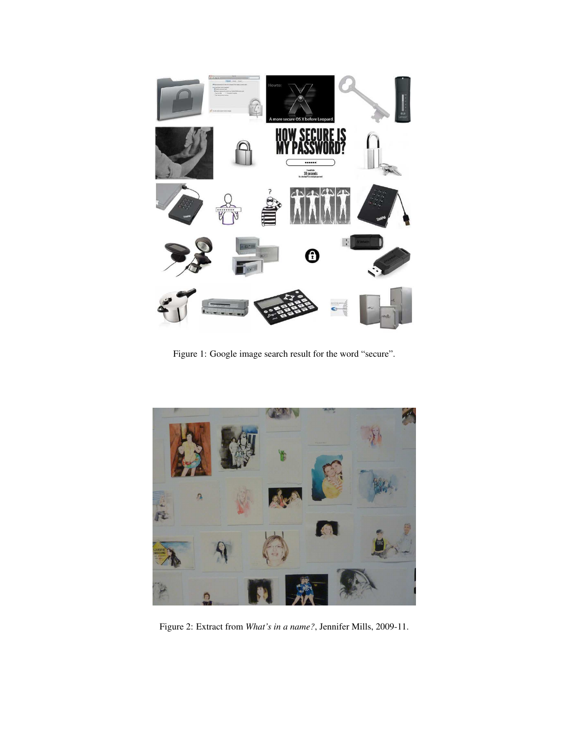Figure 1: Google image search result for the word “secure”.

Figure 2: Extract from *What’s in a name?*, Jennifer Mills, 2009-11.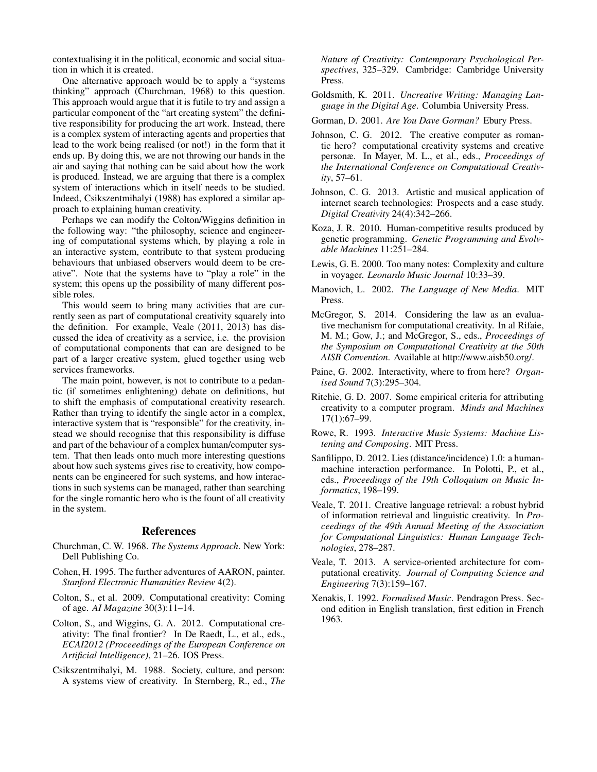contextualising it in the political, economic and social situation in which it is created.

One alternative approach would be to apply a "systems thinking" approach (Churchman, 1968) to this question. This approach would argue that it is futile to try and assign a particular component of the "art creating system" the definitive responsibility for producing the art work. Instead, there is a complex system of interacting agents and properties that lead to the work being realised (or not!) in the form that it ends up. By doing this, we are not throwing our hands in the air and saying that nothing can be said about how the work is produced. Instead, we are arguing that there is a complex system of interactions which in itself needs to be studied. Indeed, Csikszentmihalyi (1988) has explored a similar approach to explaining human creativity.

Perhaps we can modify the Colton/Wiggins definition in the following way: "the philosophy, science and engineering of computational systems which, by playing a role in an interactive system, contribute to that system producing behaviours that unbiased observers would deem to be creative". Note that the systems have to "play a role" in the system; this opens up the possibility of many different possible roles.

This would seem to bring many activities that are currently seen as part of computational creativity squarely into the definition. For example, Veale (2011, 2013) has discussed the idea of creativity as a service, i.e. the provision of computational components that can are designed to be part of a larger creative system, glued together using web services frameworks.

The main point, however, is not to contribute to a pedantic (if sometimes enlightening) debate on definitions, but to shift the emphasis of computational creativity research. Rather than trying to identify the single actor in a complex, interactive system that is "responsible" for the creativity, instead we should recognise that this responsibility is diffuse and part of the behaviour of a complex human/computer system. That then leads onto much more interesting questions about how such systems gives rise to creativity, how components can be engineered for such systems, and how interactions in such systems can be managed, rather than searching for the single romantic hero who is the fount of all creativity in the system.

## References

Churchman, C. W. 1968. *The Systems Approach*. New York: Dell Publishing Co.

Cohen, H. 1995. The further adventures of AARON, painter. *Stanford Electronic Humanities Review* 4(2).

Colton, S., et al. 2009. Computational creativity: Coming of age. *AI Magazine* 30(3):11–14.

Colton, S., and Wiggins, G. A. 2012. Computational creativity: The final frontier? In De Raedt, L., et al., eds., *ECAI2012 (Proceeedings of the European Conference on Artificial Intelligence)*, 21–26. IOS Press.

Csikszentmihalyi, M. 1988. Society, culture, and person: A systems view of creativity. In Sternberg, R., ed., *The Nature of Creativity: Contemporary Psychological Perspectives*, 325–329. Cambridge: Cambridge University Press.

Goldsmith, K. 2011. *Uncreative Writing: Managing Language in the Digital Age*. Columbia University Press.

Gorman, D. 2001. *Are You Dave Gorman?* Ebury Press.

Johnson, C. G. 2012. The creative computer as romantic hero? computational creativity systems and creative personæ. In Mayer, M. L., et al., eds., *Proceedings of the International Conference on Computational Creativity*, 57–61.

Johnson, C. G. 2013. Artistic and musical application of internet search technologies: Prospects and a case study. *Digital Creativity* 24(4):342–266.

Koza, J. R. 2010. Human-competitive results produced by genetic programming. *Genetic Programming and Evolvable Machines* 11:251–284.

Lewis, G. E. 2000. Too many notes: Complexity and culture in voyager. *Leonardo Music Journal* 10:33–39.

Manovich, L. 2002. *The Language of New Media*. MIT Press.

McGregor, S. 2014. Considering the law as an evaluative mechanism for computational creativity. In al Rifaie, M. M.; Gow, J.; and McGregor, S., eds., *Proceedings of the Symposium on Computational Creativity at the 50th AISB Convention*. Available at http://www.aisb50.org/.

Paine, G. 2002. Interactivity, where to from here? *Organised Sound* 7(3):295–304.

Ritchie, G. D. 2007. Some empirical criteria for attributing creativity to a computer program. *Minds and Machines* 17(1):67–99.

Rowe, R. 1993. *Interactive Music Systems: Machine Listening and Composing*. MIT Press.

Sanfilippo, D. 2012. Lies (distance/incidence) 1.0: a human-machine interaction performance. In Polotti, P., et al., eds., *Proceedings of the 19th Colloquium on Music Informatics*, 198–199.

Veale, T. 2011. Creative language retrieval: a robust hybrid of information retrieval and linguistic creativity. In *Proceedings of the 49th Annual Meeting of the Association for Computational Linguistics: Human Language Technologies*, 278–287.

Veale, T. 2013. A service-oriented architecture for computational creativity. *Journal of Computing Science and Engineering* 7(3):159–167.

Xenakis, I. 1992. *Formalised Music*. Pendragon Press. Second edition in English translation, first edition in French 1963.